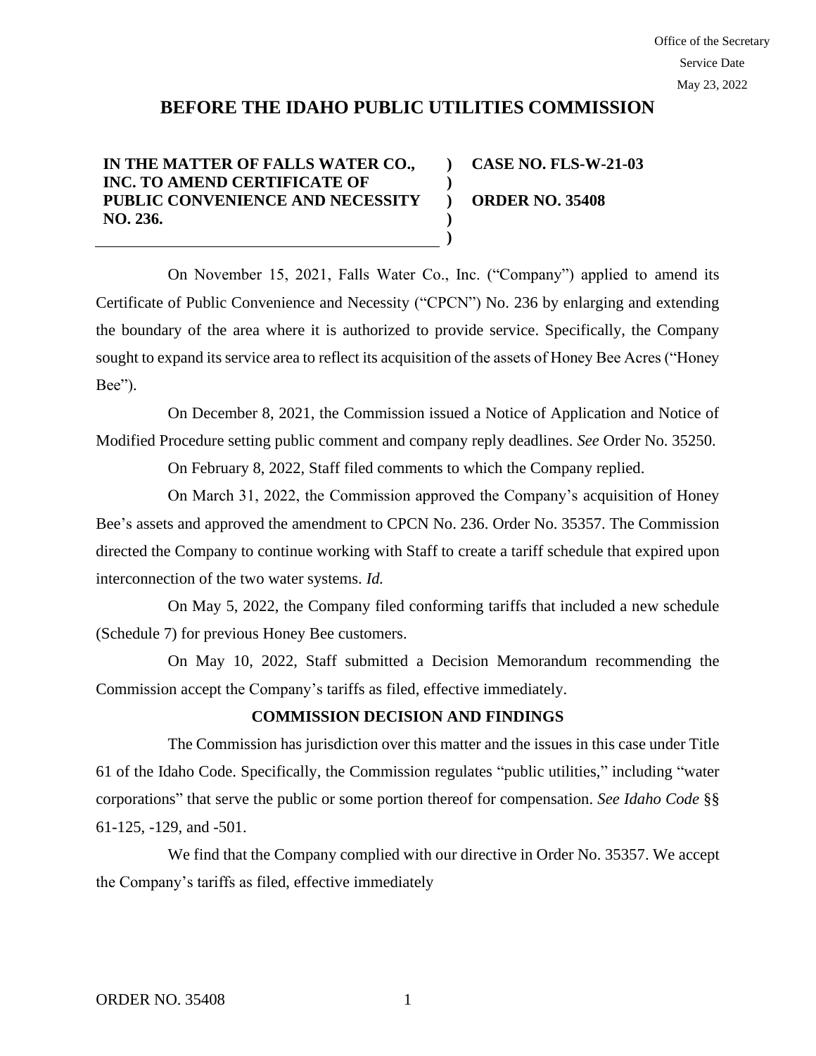Office of the Secretary
Service Date
May 23, 2022

# BEFORE THE IDAHO PUBLIC UTILITIES COMMISSION

| | | |
|---|---|---|
| **IN THE MATTER OF FALLS WATER CO., INC. TO AMEND CERTIFICATE OF PUBLIC CONVENIENCE AND NECESSITY NO. 236.** | ) ) ) ) ) | **CASE NO. FLS-W-21-03** **ORDER NO. 35408** |

On November 15, 2021, Falls Water Co., Inc. ("Company") applied to amend its Certificate of Public Convenience and Necessity ("CPCN") No. 236 by enlarging and extending the boundary of the area where it is authorized to provide service. Specifically, the Company sought to expand its service area to reflect its acquisition of the assets of Honey Bee Acres ("Honey Bee").

On December 8, 2021, the Commission issued a Notice of Application and Notice of Modified Procedure setting public comment and company reply deadlines. *See* Order No. 35250.

On February 8, 2022, Staff filed comments to which the Company replied.

On March 31, 2022, the Commission approved the Company's acquisition of Honey Bee's assets and approved the amendment to CPCN No. 236. Order No. 35357. The Commission directed the Company to continue working with Staff to create a tariff schedule that expired upon interconnection of the two water systems. *Id.*

On May 5, 2022, the Company filed conforming tariffs that included a new schedule (Schedule 7) for previous Honey Bee customers.

On May 10, 2022, Staff submitted a Decision Memorandum recommending the Commission accept the Company's tariffs as filed, effective immediately.

## COMMISSION DECISION AND FINDINGS

The Commission has jurisdiction over this matter and the issues in this case under Title 61 of the Idaho Code. Specifically, the Commission regulates "public utilities," including "water corporations" that serve the public or some portion thereof for compensation. *See Idaho Code* §§ 61-125, -129, and -501.

We find that the Company complied with our directive in Order No. 35357. We accept the Company's tariffs as filed, effective immediately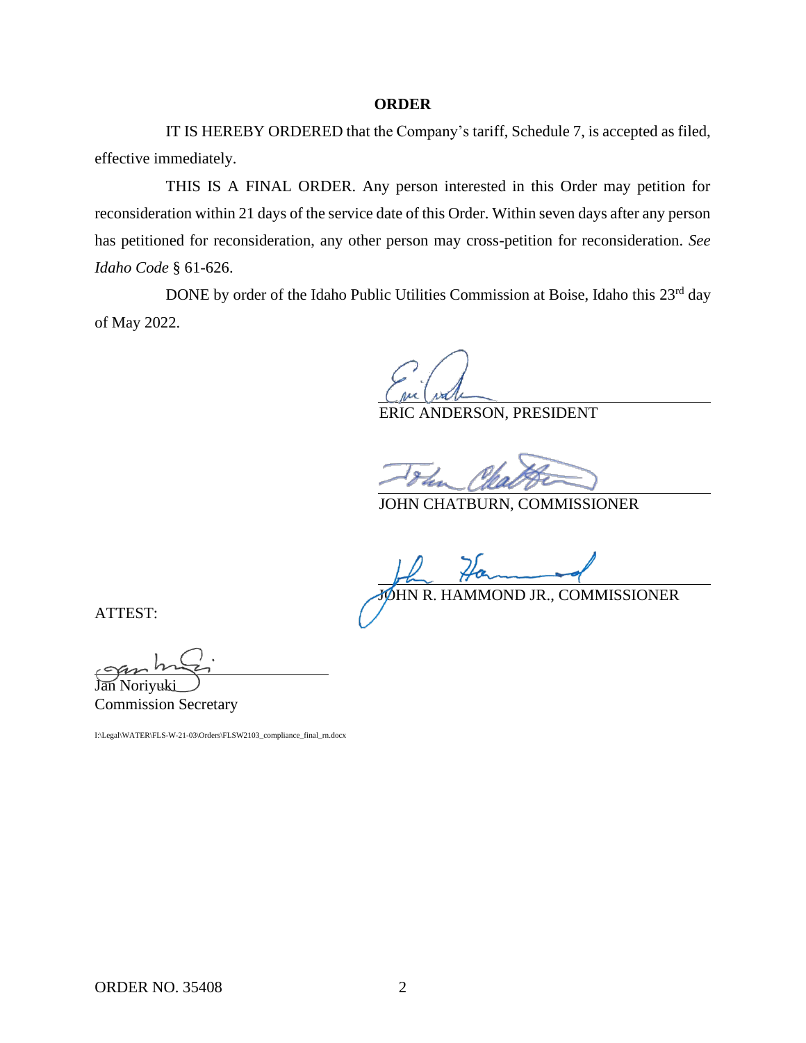## ORDER

IT IS HEREBY ORDERED that the Company's tariff, Schedule 7, is accepted as filed, effective immediately.

THIS IS A FINAL ORDER. Any person interested in this Order may petition for reconsideration within 21 days of the service date of this Order. Within seven days after any person has petitioned for reconsideration, any other person may cross-petition for reconsideration. *See Idaho Code* § 61-626.

DONE by order of the Idaho Public Utilities Commission at Boise, Idaho this 23rd day of May 2022.

ERIC ANDERSON, PRESIDENT

JOHN CHATBURN, COMMISSIONER

JOHN R. HAMMOND JR., COMMISSIONER

ATTEST:

Jan Noriyuki
Commission Secretary

I:\Legal\WATER\FLS-W-21-03\Orders\FLSW2103_compliance_final_rn.docx

ORDER NO. 35408